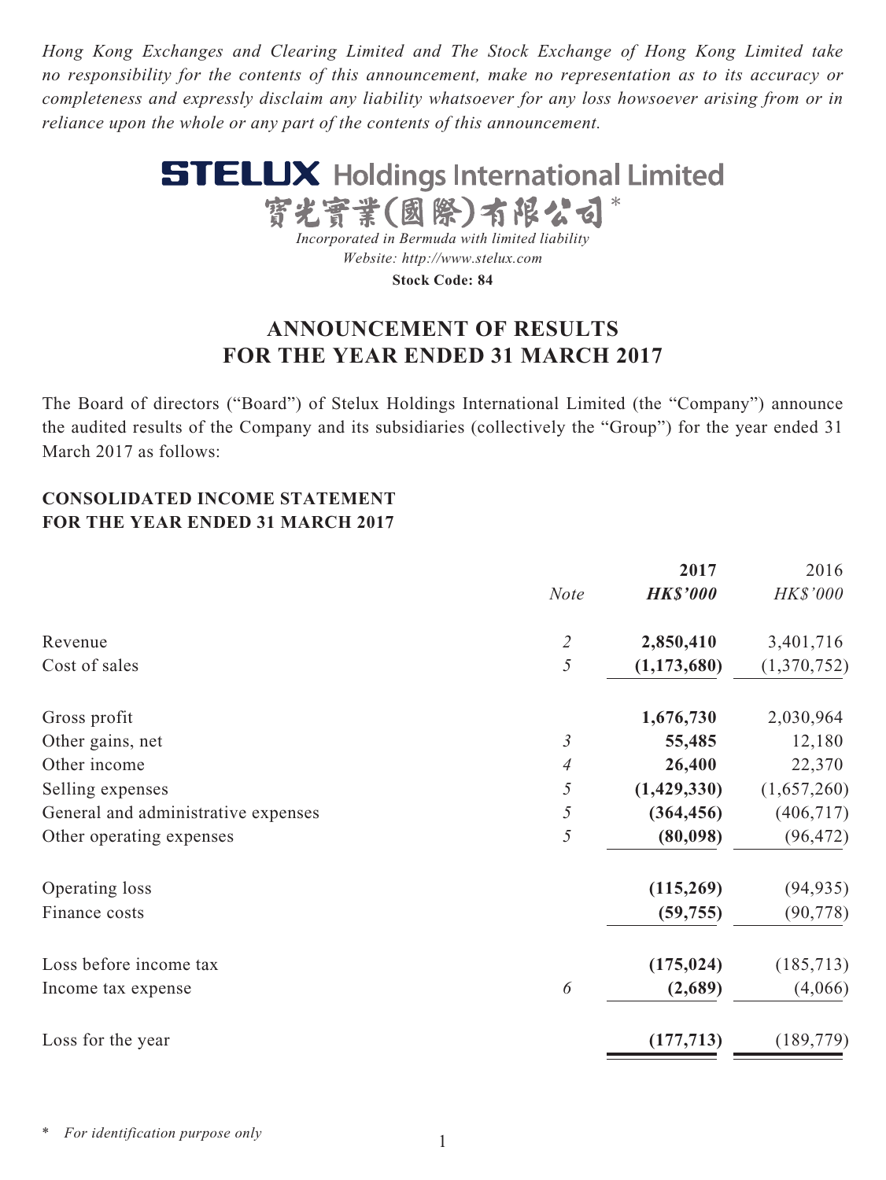*Hong Kong Exchanges and Clearing Limited and The Stock Exchange of Hong Kong Limited take no responsibility for the contents of this announcement, make no representation as to its accuracy or completeness and expressly disclaim any liability whatsoever for any loss howsoever arising from or in reliance upon the whole or any part of the contents of this announcement.*

# STELUX Holdings International Limited
# 寶光實業(國際)有限公司*

*Incorporated in Bermuda with limited liability*
*Website: http://www.stelux.com*
**Stock Code: 84**

## ANNOUNCEMENT OF RESULTS FOR THE YEAR ENDED 31 MARCH 2017

The Board of directors ("Board") of Stelux Holdings International Limited (the "Company") announce the audited results of the Company and its subsidiaries (collectively the "Group") for the year ended 31 March 2017 as follows:

### CONSOLIDATED INCOME STATEMENT FOR THE YEAR ENDED 31 MARCH 2017

| | *Note* | **2017** *HK$'000* | 2016 *HK$'000* |
|---|---|---|---|
| Revenue | *2* | **2,850,410** | 3,401,716 |
| Cost of sales | *5* | **(1,173,680)** | (1,370,752) |
| Gross profit | | **1,676,730** | 2,030,964 |
| Other gains, net | *3* | **55,485** | 12,180 |
| Other income | *4* | **26,400** | 22,370 |
| Selling expenses | *5* | **(1,429,330)** | (1,657,260) |
| General and administrative expenses | *5* | **(364,456)** | (406,717) |
| Other operating expenses | *5* | **(80,098)** | (96,472) |
| Operating loss | | **(115,269)** | (94,935) |
| Finance costs | | **(59,755)** | (90,778) |
| Loss before income tax | | **(175,024)** | (185,713) |
| Income tax expense | *6* | **(2,689)** | (4,066) |
| Loss for the year | | **(177,713)** | (189,779) |

\* *For identification purpose only*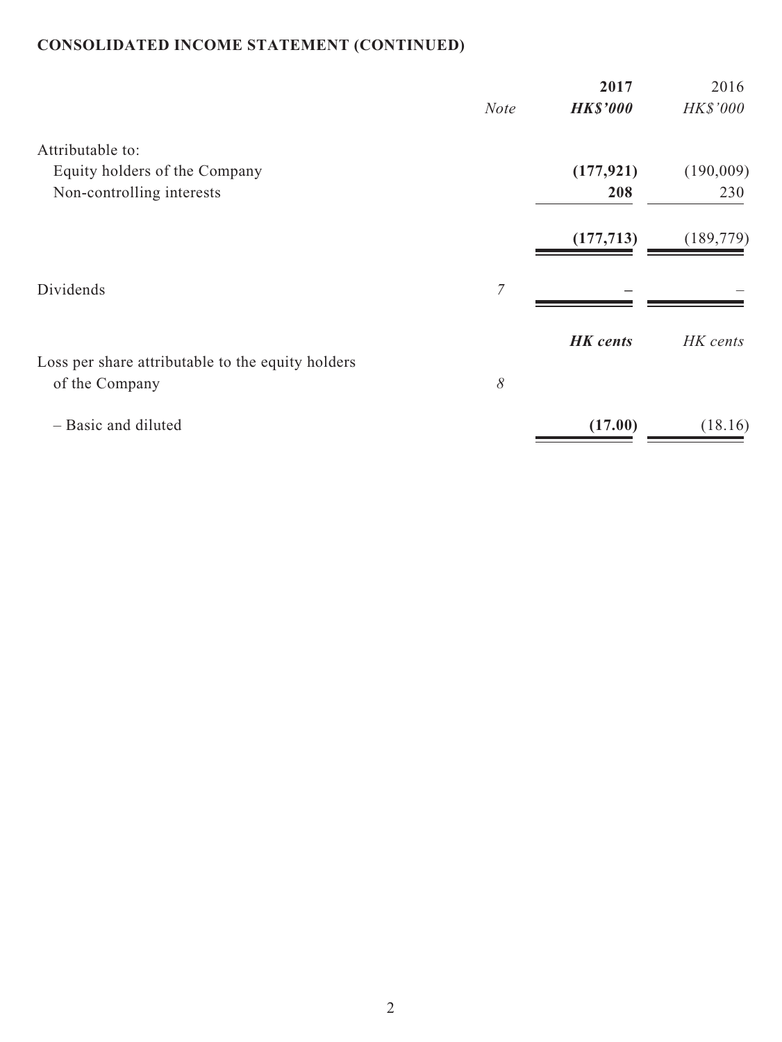**CONSOLIDATED INCOME STATEMENT (CONTINUED)**

| | Note | **2017** | 2016 |
|---|---|---|---|
| | | ***HK$'000*** | *HK$'000* |
| Attributable to: | | | |
| Equity holders of the Company | | **(177,921)** | (190,009) |
| Non-controlling interests | | **208** | 230 |
| | | **(177,713)** | (189,779) |
| Dividends | *7* | **–** | – |
| | | ***HK cents*** | *HK cents* |
| Loss per share attributable to the equity holders of the Company | *8* | | |
| – Basic and diluted | | **(17.00)** | (18.16) |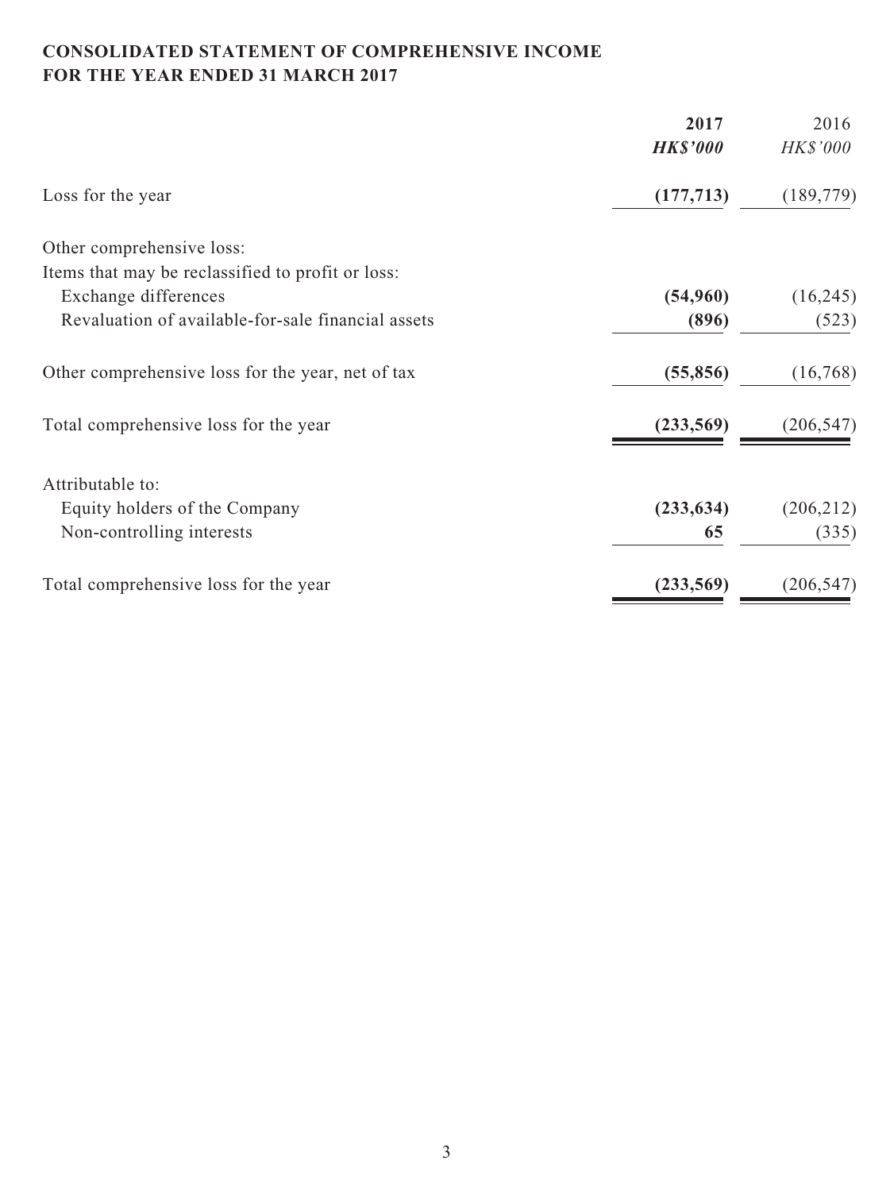**CONSOLIDATED STATEMENT OF COMPREHENSIVE INCOME**
**FOR THE YEAR ENDED 31 MARCH 2017**

| | **2017** | 2016 |
|---|---|---|
| | ***HK$'000*** | *HK$'000* |
| Loss for the year | **(177,713)** | (189,779) |
| Other comprehensive loss: | | |
| Items that may be reclassified to profit or loss: | | |
| Exchange differences | **(54,960)** | (16,245) |
| Revaluation of available-for-sale financial assets | **(896)** | (523) |
| Other comprehensive loss for the year, net of tax | **(55,856)** | (16,768) |
| Total comprehensive loss for the year | **(233,569)** | (206,547) |
| Attributable to: | | |
| Equity holders of the Company | **(233,634)** | (206,212) |
| Non-controlling interests | **65** | (335) |
| Total comprehensive loss for the year | **(233,569)** | (206,547) |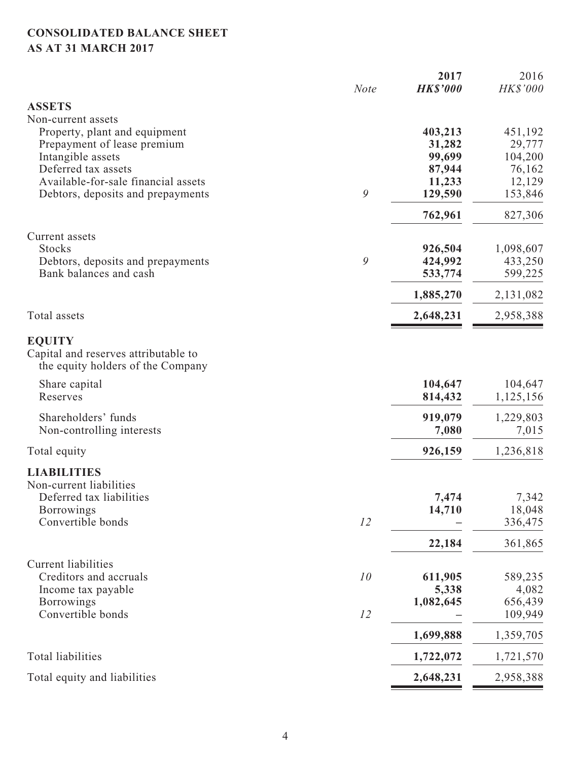# CONSOLIDATED BALANCE SHEET
## AS AT 31 MARCH 2017

| | Note | 2017 HK$'000 | 2016 HK$'000 |
|---|---|---|---|
| **ASSETS** | | | |
| Non-current assets | | | |
| Property, plant and equipment | | **403,213** | 451,192 |
| Prepayment of lease premium | | **31,282** | 29,777 |
| Intangible assets | | **99,699** | 104,200 |
| Deferred tax assets | | **87,944** | 76,162 |
| Available-for-sale financial assets | | **11,233** | 12,129 |
| Debtors, deposits and prepayments | 9 | **129,590** | 153,846 |
| | | **762,961** | 827,306 |
| Current assets | | | |
| Stocks | | **926,504** | 1,098,607 |
| Debtors, deposits and prepayments | 9 | **424,992** | 433,250 |
| Bank balances and cash | | **533,774** | 599,225 |
| | | **1,885,270** | 2,131,082 |
| Total assets | | **2,648,231** | 2,958,388 |
| **EQUITY** | | | |
| Capital and reserves attributable to the equity holders of the Company | | | |
| Share capital | | **104,647** | 104,647 |
| Reserves | | **814,432** | 1,125,156 |
| Shareholders' funds | | **919,079** | 1,229,803 |
| Non-controlling interests | | **7,080** | 7,015 |
| Total equity | | **926,159** | 1,236,818 |
| **LIABILITIES** | | | |
| Non-current liabilities | | | |
| Deferred tax liabilities | | **7,474** | 7,342 |
| Borrowings | | **14,710** | 18,048 |
| Convertible bonds | 12 | **–** | 336,475 |
| | | **22,184** | 361,865 |
| Current liabilities | | | |
| Creditors and accruals | 10 | **611,905** | 589,235 |
| Income tax payable | | **5,338** | 4,082 |
| Borrowings | | **1,082,645** | 656,439 |
| Convertible bonds | 12 | **–** | 109,949 |
| | | **1,699,888** | 1,359,705 |
| Total liabilities | | **1,722,072** | 1,721,570 |
| Total equity and liabilities | | **2,648,231** | 2,958,388 |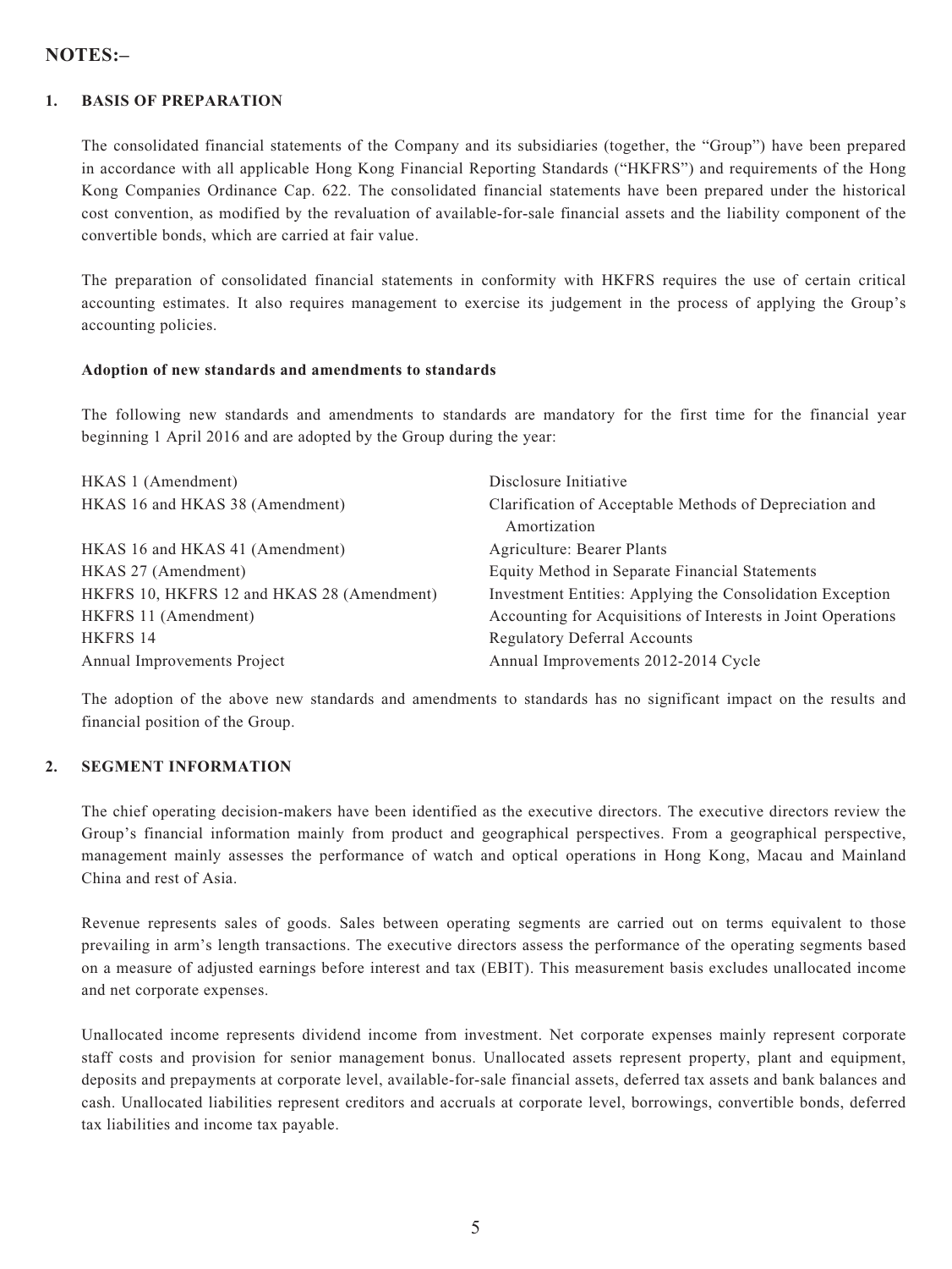# NOTES:–

## 1. BASIS OF PREPARATION

The consolidated financial statements of the Company and its subsidiaries (together, the "Group") have been prepared in accordance with all applicable Hong Kong Financial Reporting Standards ("HKFRS") and requirements of the Hong Kong Companies Ordinance Cap. 622. The consolidated financial statements have been prepared under the historical cost convention, as modified by the revaluation of available-for-sale financial assets and the liability component of the convertible bonds, which are carried at fair value.

The preparation of consolidated financial statements in conformity with HKFRS requires the use of certain critical accounting estimates. It also requires management to exercise its judgement in the process of applying the Group's accounting policies.

**Adoption of new standards and amendments to standards**

The following new standards and amendments to standards are mandatory for the first time for the financial year beginning 1 April 2016 and are adopted by the Group during the year:

| | |
|---|---|
| HKAS 1 (Amendment) | Disclosure Initiative |
| HKAS 16 and HKAS 38 (Amendment) | Clarification of Acceptable Methods of Depreciation and Amortization |
| HKAS 16 and HKAS 41 (Amendment) | Agriculture: Bearer Plants |
| HKAS 27 (Amendment) | Equity Method in Separate Financial Statements |
| HKFRS 10, HKFRS 12 and HKAS 28 (Amendment) | Investment Entities: Applying the Consolidation Exception |
| HKFRS 11 (Amendment) | Accounting for Acquisitions of Interests in Joint Operations |
| HKFRS 14 | Regulatory Deferral Accounts |
| Annual Improvements Project | Annual Improvements 2012-2014 Cycle |

The adoption of the above new standards and amendments to standards has no significant impact on the results and financial position of the Group.

## 2. SEGMENT INFORMATION

The chief operating decision-makers have been identified as the executive directors. The executive directors review the Group's financial information mainly from product and geographical perspectives. From a geographical perspective, management mainly assesses the performance of watch and optical operations in Hong Kong, Macau and Mainland China and rest of Asia.

Revenue represents sales of goods. Sales between operating segments are carried out on terms equivalent to those prevailing in arm's length transactions. The executive directors assess the performance of the operating segments based on a measure of adjusted earnings before interest and tax (EBIT). This measurement basis excludes unallocated income and net corporate expenses.

Unallocated income represents dividend income from investment. Net corporate expenses mainly represent corporate staff costs and provision for senior management bonus. Unallocated assets represent property, plant and equipment, deposits and prepayments at corporate level, available-for-sale financial assets, deferred tax assets and bank balances and cash. Unallocated liabilities represent creditors and accruals at corporate level, borrowings, convertible bonds, deferred tax liabilities and income tax payable.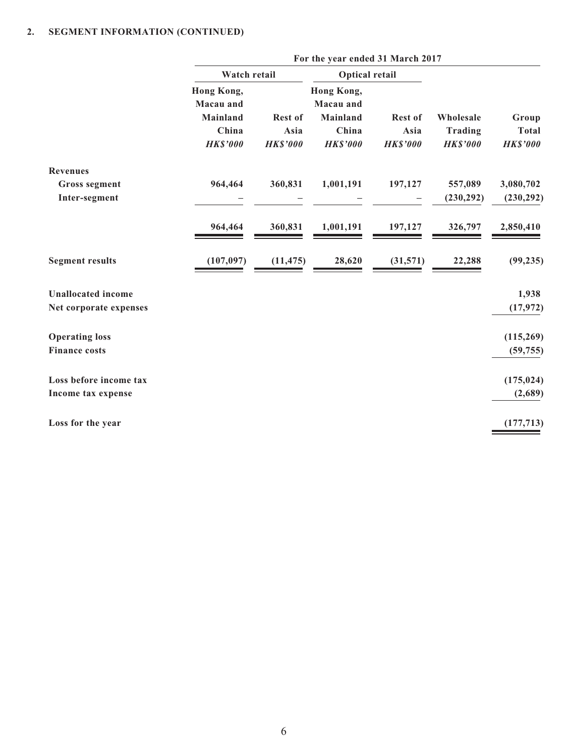## 2. SEGMENT INFORMATION (CONTINUED)

| | For the year ended 31 March 2017 | | | | | |
|---|---|---|---|---|---|---|
| | Watch retail | | Optical retail | | | |
| | Hong Kong, Macau and Mainland China | Rest of Asia | Hong Kong, Macau and Mainland China | Rest of Asia | Wholesale Trading | Group Total |
| | *HK$'000* | *HK$'000* | *HK$'000* | *HK$'000* | *HK$'000* | *HK$'000* |
| **Revenues** | | | | | | |
| **Gross segment** | 964,464 | 360,831 | 1,001,191 | 197,127 | 557,089 | 3,080,702 |
| **Inter-segment** | – | – | – | – | (230,292) | (230,292) |
| | 964,464 | 360,831 | 1,001,191 | 197,127 | 326,797 | 2,850,410 |
| **Segment results** | (107,097) | (11,475) | 28,620 | (31,571) | 22,288 | (99,235) |
| **Unallocated income** | | | | | | 1,938 |
| **Net corporate expenses** | | | | | | (17,972) |
| **Operating loss** | | | | | | (115,269) |
| **Finance costs** | | | | | | (59,755) |
| **Loss before income tax** | | | | | | (175,024) |
| **Income tax expense** | | | | | | (2,689) |
| **Loss for the year** | | | | | | (177,713) |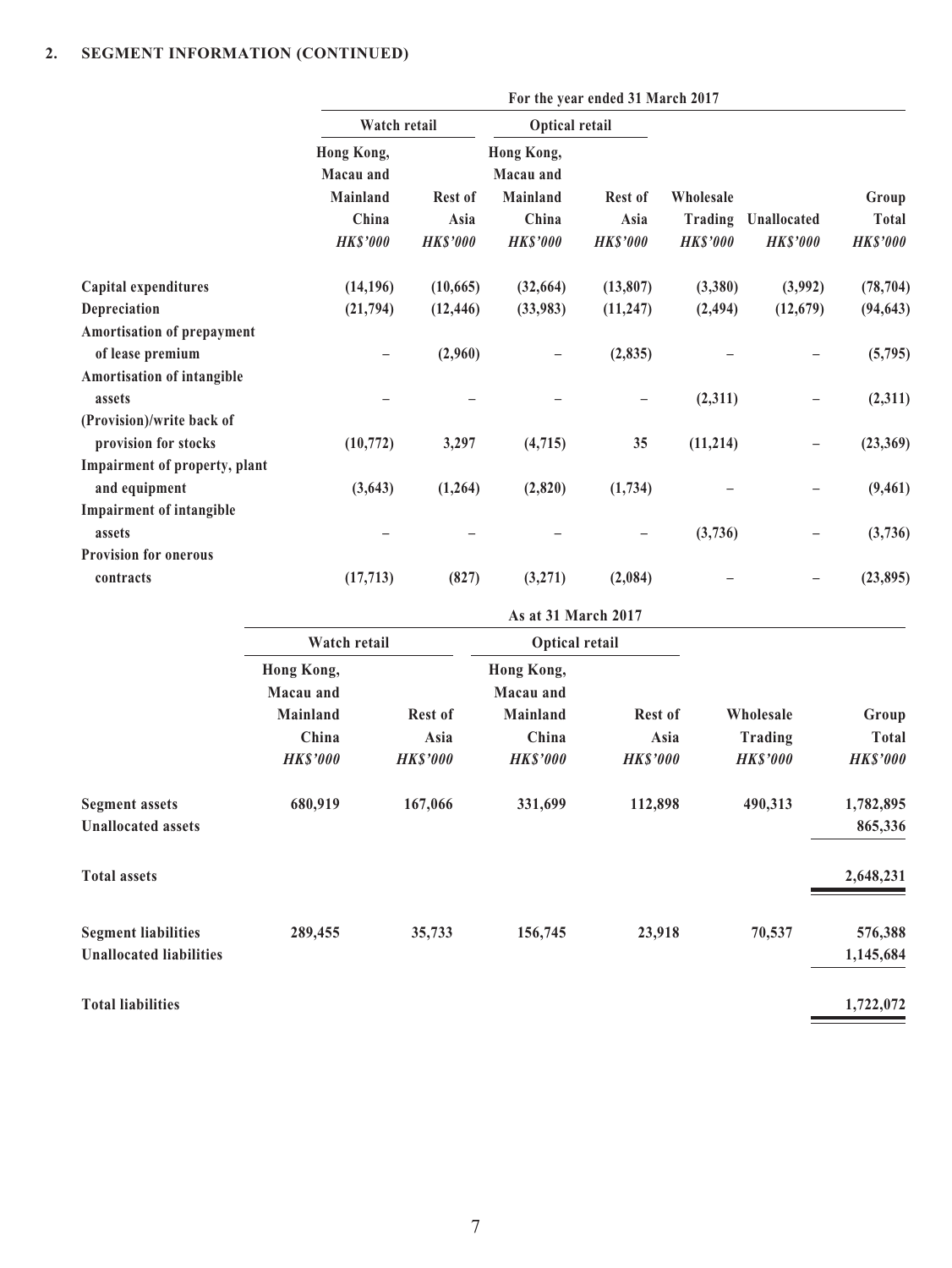## 2. SEGMENT INFORMATION (CONTINUED)

| | For the year ended 31 March 2017 | | | | | | |
|---|---|---|---|---|---|---|---|
| | Watch retail | | Optical retail | | | | |
| | Hong Kong, Macau and Mainland China | Rest of Asia | Hong Kong, Macau and Mainland China | Rest of Asia | Wholesale Trading | Unallocated | Group Total |
| | *HK$'000* | *HK$'000* | *HK$'000* | *HK$'000* | *HK$'000* | *HK$'000* | *HK$'000* |
| Capital expenditures | (14,196) | (10,665) | (32,664) | (13,807) | (3,380) | (3,992) | (78,704) |
| Depreciation | (21,794) | (12,446) | (33,983) | (11,247) | (2,494) | (12,679) | (94,643) |
| Amortisation of prepayment of lease premium | – | (2,960) | – | (2,835) | – | – | (5,795) |
| Amortisation of intangible assets | – | – | – | – | (2,311) | – | (2,311) |
| (Provision)/write back of provision for stocks | (10,772) | 3,297 | (4,715) | 35 | (11,214) | – | (23,369) |
| Impairment of property, plant and equipment | (3,643) | (1,264) | (2,820) | (1,734) | – | – | (9,461) |
| Impairment of intangible assets | – | – | – | – | (3,736) | – | (3,736) |
| Provision for onerous contracts | (17,713) | (827) | (3,271) | (2,084) | – | – | (23,895) |

| | As at 31 March 2017 | | | | | |
|---|---|---|---|---|---|---|
| | Watch retail | | Optical retail | | | |
| | Hong Kong, Macau and Mainland China | Rest of Asia | Hong Kong, Macau and Mainland China | Rest of Asia | Wholesale Trading | Group Total |
| | *HK$'000* | *HK$'000* | *HK$'000* | *HK$'000* | *HK$'000* | *HK$'000* |
| Segment assets | 680,919 | 167,066 | 331,699 | 112,898 | 490,313 | 1,782,895 |
| Unallocated assets | | | | | | 865,336 |
| Total assets | | | | | | 2,648,231 |
| Segment liabilities | 289,455 | 35,733 | 156,745 | 23,918 | 70,537 | 576,388 |
| Unallocated liabilities | | | | | | 1,145,684 |
| Total liabilities | | | | | | 1,722,072 |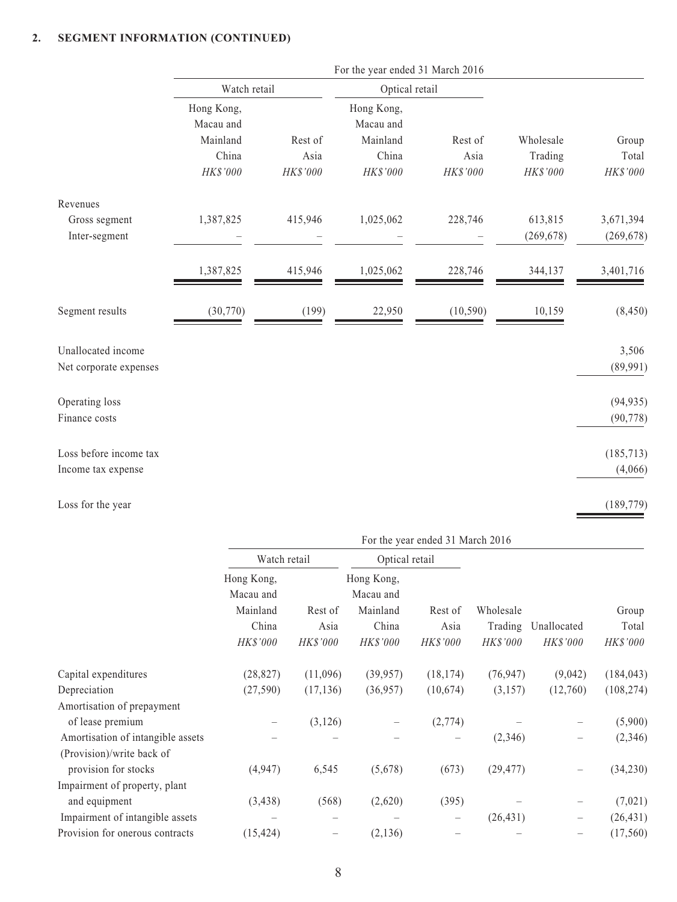## 2. SEGMENT INFORMATION (CONTINUED)

| | For the year ended 31 March 2016 | | | | | |
|---|---|---|---|---|---|---|
| | Watch retail | | Optical retail | | | |
| | Hong Kong, Macau and Mainland China | Rest of Asia | Hong Kong, Macau and Mainland China | Rest of Asia | Wholesale Trading | Group Total |
| | *HK$'000* | *HK$'000* | *HK$'000* | *HK$'000* | *HK$'000* | *HK$'000* |
| Revenues | | | | | | |
| Gross segment | 1,387,825 | 415,946 | 1,025,062 | 228,746 | 613,815 | 3,671,394 |
| Inter-segment | – | – | – | – | (269,678) | (269,678) |
| | 1,387,825 | 415,946 | 1,025,062 | 228,746 | 344,137 | 3,401,716 |
| Segment results | (30,770) | (199) | 22,950 | (10,590) | 10,159 | (8,450) |
| Unallocated income | | | | | | 3,506 |
| Net corporate expenses | | | | | | (89,991) |
| Operating loss | | | | | | (94,935) |
| Finance costs | | | | | | (90,778) |
| Loss before income tax | | | | | | (185,713) |
| Income tax expense | | | | | | (4,066) |
| Loss for the year | | | | | | (189,779) |

| | For the year ended 31 March 2016 | | | | | | |
|---|---|---|---|---|---|---|---|
| | Watch retail | | Optical retail | | | | |
| | Hong Kong, Macau and Mainland China | Rest of Asia | Hong Kong, Macau and Mainland China | Rest of Asia | Wholesale Trading | Unallocated | Group Total |
| | *HK$'000* | *HK$'000* | *HK$'000* | *HK$'000* | *HK$'000* | *HK$'000* | *HK$'000* |
| Capital expenditures | (28,827) | (11,096) | (39,957) | (18,174) | (76,947) | (9,042) | (184,043) |
| Depreciation | (27,590) | (17,136) | (36,957) | (10,674) | (3,157) | (12,760) | (108,274) |
| Amortisation of prepayment of lease premium | – | (3,126) | – | (2,774) | – | – | (5,900) |
| Amortisation of intangible assets | – | – | – | – | (2,346) | – | (2,346) |
| (Provision)/write back of provision for stocks | (4,947) | 6,545 | (5,678) | (673) | (29,477) | – | (34,230) |
| Impairment of property, plant and equipment | (3,438) | (568) | (2,620) | (395) | – | – | (7,021) |
| Impairment of intangible assets | – | – | – | – | (26,431) | – | (26,431) |
| Provision for onerous contracts | (15,424) | – | (2,136) | – | – | – | (17,560) |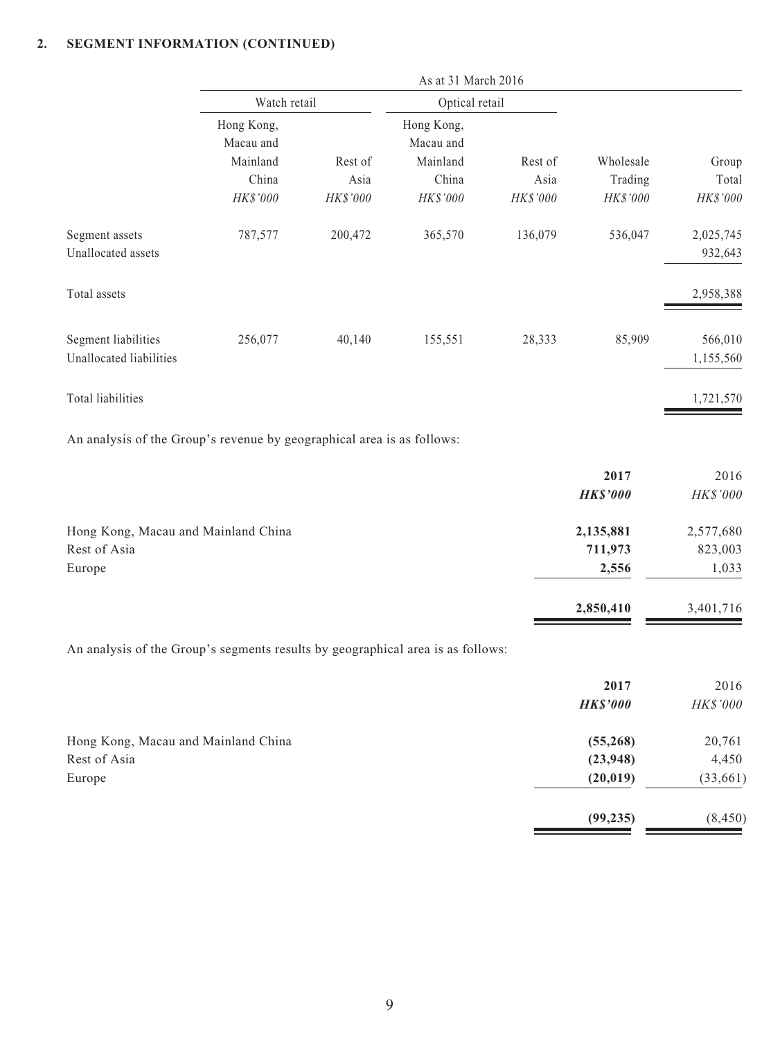**2. SEGMENT INFORMATION (CONTINUED)**

| | As at 31 March 2016 | | | | | |
|---|---|---|---|---|---|---|
| | Watch retail | | Optical retail | | | |
| | Hong Kong, Macau and Mainland China | Rest of Asia | Hong Kong, Macau and Mainland China | Rest of Asia | Wholesale Trading | Group Total |
| | *HK$'000* | *HK$'000* | *HK$'000* | *HK$'000* | *HK$'000* | *HK$'000* |
| Segment assets | 787,577 | 200,472 | 365,570 | 136,079 | 536,047 | 2,025,745 |
| Unallocated assets | | | | | | 932,643 |
| Total assets | | | | | | 2,958,388 |
| Segment liabilities | 256,077 | 40,140 | 155,551 | 28,333 | 85,909 | 566,010 |
| Unallocated liabilities | | | | | | 1,155,560 |
| Total liabilities | | | | | | 1,721,570 |

An analysis of the Group's revenue by geographical area is as follows:

| | **2017** | 2016 |
|---|---|---|
| | ***HK$'000*** | *HK$'000* |
| Hong Kong, Macau and Mainland China | **2,135,881** | 2,577,680 |
| Rest of Asia | **711,973** | 823,003 |
| Europe | **2,556** | 1,033 |
| | **2,850,410** | 3,401,716 |

An analysis of the Group's segments results by geographical area is as follows:

| | **2017** | 2016 |
|---|---|---|
| | ***HK$'000*** | *HK$'000* |
| Hong Kong, Macau and Mainland China | **(55,268)** | 20,761 |
| Rest of Asia | **(23,948)** | 4,450 |
| Europe | **(20,019)** | (33,661) |
| | **(99,235)** | (8,450) |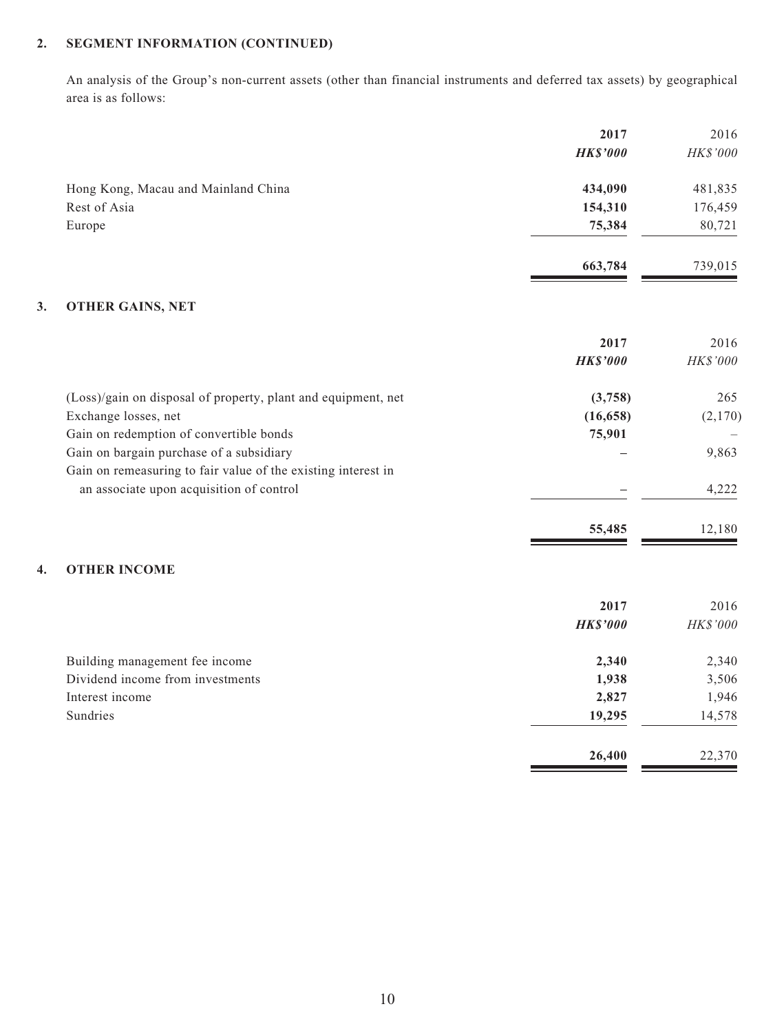## 2. SEGMENT INFORMATION (CONTINUED)

An analysis of the Group's non-current assets (other than financial instruments and deferred tax assets) by geographical area is as follows:

| | **2017** | 2016 |
|---|---|---|
| | ***HK$'000*** | *HK$'000* |
| Hong Kong, Macau and Mainland China | **434,090** | 481,835 |
| Rest of Asia | **154,310** | 176,459 |
| Europe | **75,384** | 80,721 |
| | **663,784** | 739,015 |

## 3. OTHER GAINS, NET

| | **2017** | 2016 |
|---|---|---|
| | ***HK$'000*** | *HK$'000* |
| (Loss)/gain on disposal of property, plant and equipment, net | **(3,758)** | 265 |
| Exchange losses, net | **(16,658)** | (2,170) |
| Gain on redemption of convertible bonds | **75,901** | – |
| Gain on bargain purchase of a subsidiary | **–** | 9,863 |
| Gain on remeasuring to fair value of the existing interest in an associate upon acquisition of control | **–** | 4,222 |
| | **55,485** | 12,180 |

## 4. OTHER INCOME

| | **2017** | 2016 |
|---|---|---|
| | ***HK$'000*** | *HK$'000* |
| Building management fee income | **2,340** | 2,340 |
| Dividend income from investments | **1,938** | 3,506 |
| Interest income | **2,827** | 1,946 |
| Sundries | **19,295** | 14,578 |
| | **26,400** | 22,370 |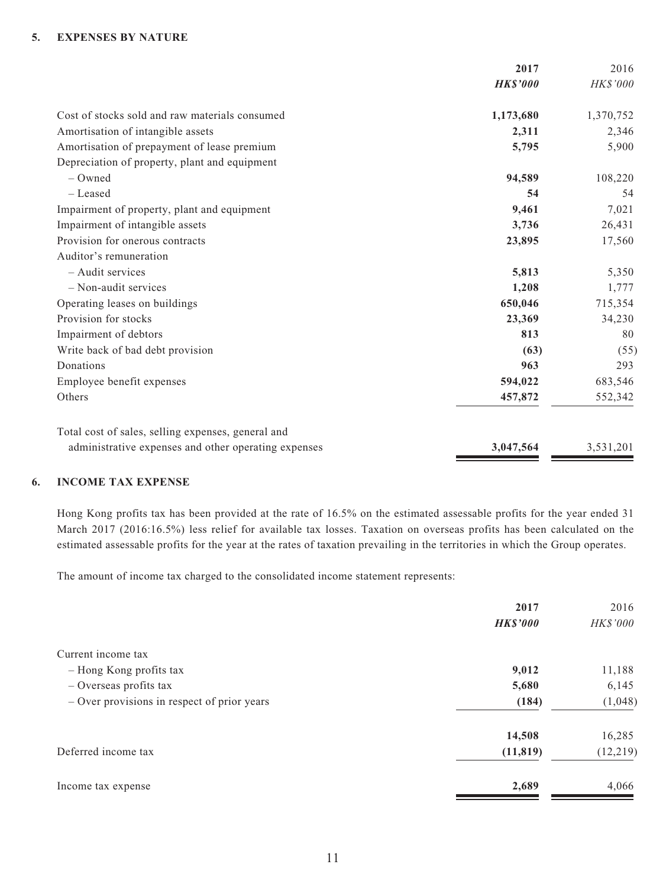## 5. EXPENSES BY NATURE

| | **2017** | 2016 |
|---|---|---|
| | ***HK$'000*** | *HK$'000* |
| Cost of stocks sold and raw materials consumed | **1,173,680** | 1,370,752 |
| Amortisation of intangible assets | **2,311** | 2,346 |
| Amortisation of prepayment of lease premium | **5,795** | 5,900 |
| Depreciation of property, plant and equipment | | |
| – Owned | **94,589** | 108,220 |
| – Leased | **54** | 54 |
| Impairment of property, plant and equipment | **9,461** | 7,021 |
| Impairment of intangible assets | **3,736** | 26,431 |
| Provision for onerous contracts | **23,895** | 17,560 |
| Auditor's remuneration | | |
| – Audit services | **5,813** | 5,350 |
| – Non-audit services | **1,208** | 1,777 |
| Operating leases on buildings | **650,046** | 715,354 |
| Provision for stocks | **23,369** | 34,230 |
| Impairment of debtors | **813** | 80 |
| Write back of bad debt provision | **(63)** | (55) |
| Donations | **963** | 293 |
| Employee benefit expenses | **594,022** | 683,546 |
| Others | **457,872** | 552,342 |
| Total cost of sales, selling expenses, general and administrative expenses and other operating expenses | **3,047,564** | 3,531,201 |

## 6. INCOME TAX EXPENSE

Hong Kong profits tax has been provided at the rate of 16.5% on the estimated assessable profits for the year ended 31 March 2017 (2016:16.5%) less relief for available tax losses. Taxation on overseas profits has been calculated on the estimated assessable profits for the year at the rates of taxation prevailing in the territories in which the Group operates.

The amount of income tax charged to the consolidated income statement represents:

| | **2017** | 2016 |
|---|---|---|
| | ***HK$'000*** | *HK$'000* |
| Current income tax | | |
| – Hong Kong profits tax | **9,012** | 11,188 |
| – Overseas profits tax | **5,680** | 6,145 |
| – Over provisions in respect of prior years | **(184)** | (1,048) |
| | **14,508** | 16,285 |
| Deferred income tax | **(11,819)** | (12,219) |
| Income tax expense | **2,689** | 4,066 |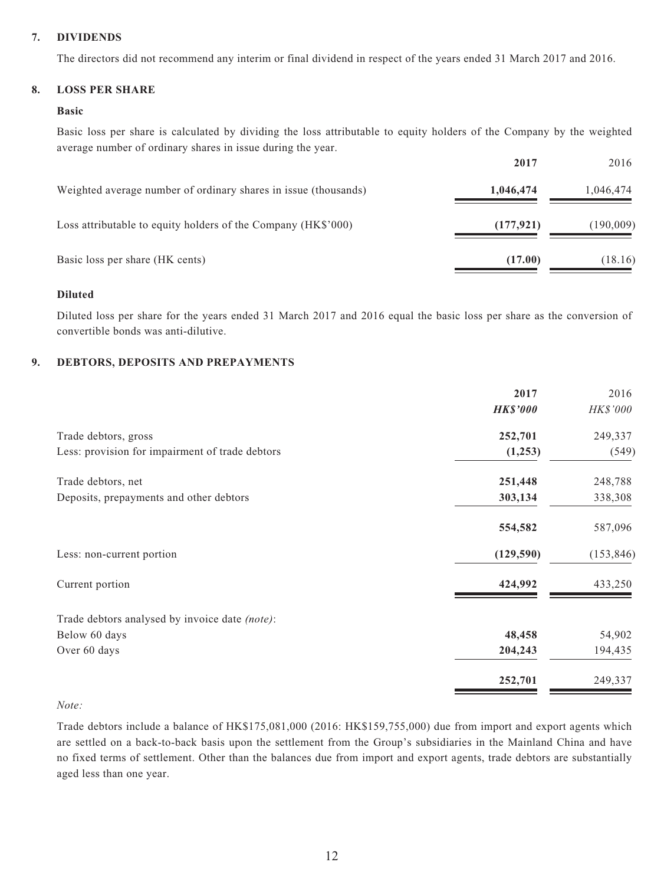## 7. DIVIDENDS

The directors did not recommend any interim or final dividend in respect of the years ended 31 March 2017 and 2016.

## 8. LOSS PER SHARE

### Basic

Basic loss per share is calculated by dividing the loss attributable to equity holders of the Company by the weighted average number of ordinary shares in issue during the year.

| | 2017 | 2016 |
|---|---|---|
| Weighted average number of ordinary shares in issue (thousands) | **1,046,474** | 1,046,474 |
| Loss attributable to equity holders of the Company (HK$'000) | **(177,921)** | (190,009) |
| Basic loss per share (HK cents) | **(17.00)** | (18.16) |

### Diluted

Diluted loss per share for the years ended 31 March 2017 and 2016 equal the basic loss per share as the conversion of convertible bonds was anti-dilutive.

## 9. DEBTORS, DEPOSITS AND PREPAYMENTS

| | 2017 | 2016 |
|---|---|---|
| | ***HK$'000*** | *HK$'000* |
| Trade debtors, gross | **252,701** | 249,337 |
| Less: provision for impairment of trade debtors | **(1,253)** | (549) |
| Trade debtors, net | **251,448** | 248,788 |
| Deposits, prepayments and other debtors | **303,134** | 338,308 |
| | **554,582** | 587,096 |
| Less: non-current portion | **(129,590)** | (153,846) |
| Current portion | **424,992** | 433,250 |
| Trade debtors analysed by invoice date *(note)*: | | |
| Below 60 days | **48,458** | 54,902 |
| Over 60 days | **204,243** | 194,435 |
| | **252,701** | 249,337 |

*Note:*

Trade debtors include a balance of HK$175,081,000 (2016: HK$159,755,000) due from import and export agents which are settled on a back-to-back basis upon the settlement from the Group's subsidiaries in the Mainland China and have no fixed terms of settlement. Other than the balances due from import and export agents, trade debtors are substantially aged less than one year.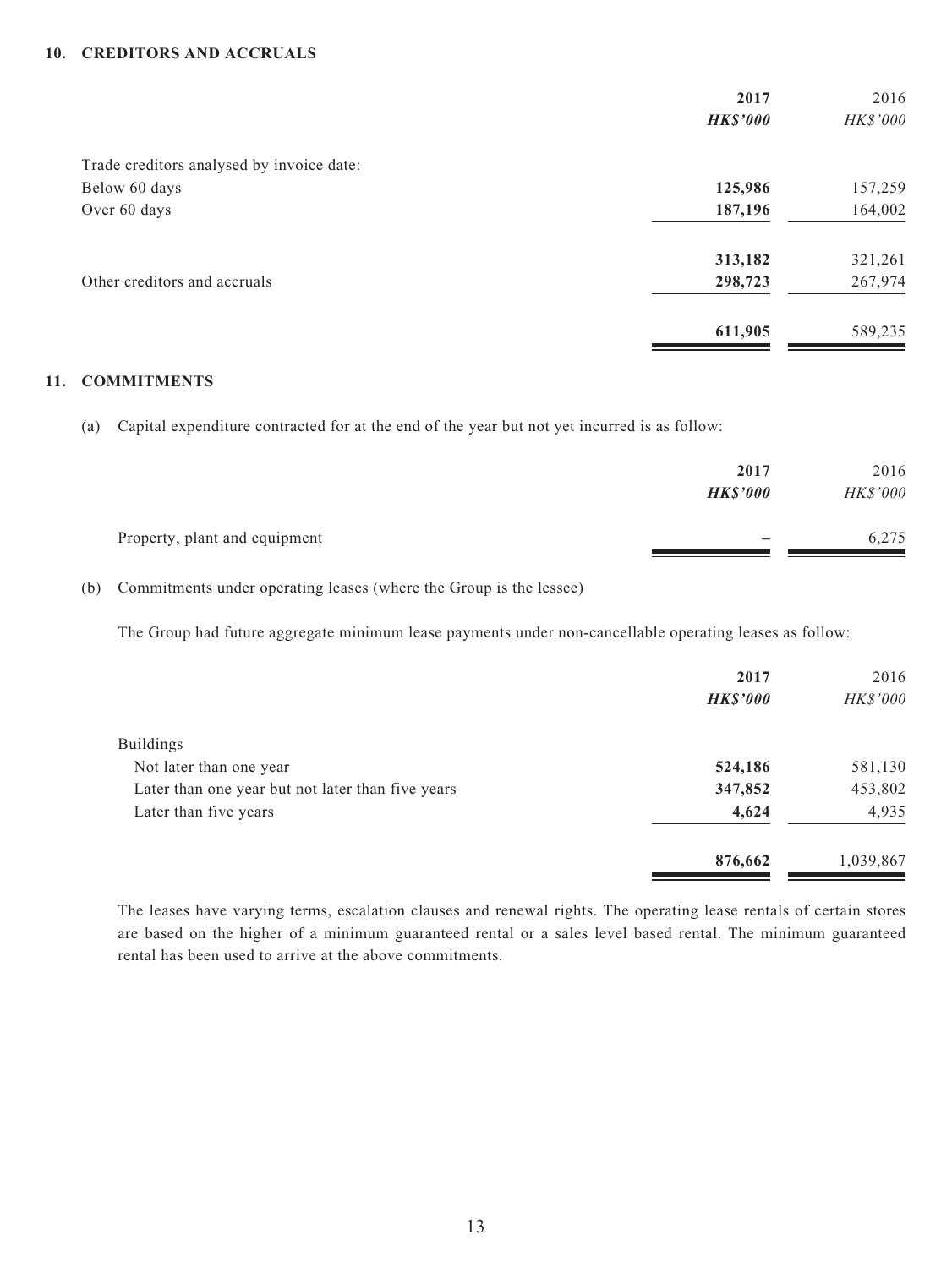## 10. CREDITORS AND ACCRUALS

| | 2017 | 2016 |
|---|---|---|
| | ***HK$'000*** | *HK$'000* |
| Trade creditors analysed by invoice date: | | |
| Below 60 days | **125,986** | 157,259 |
| Over 60 days | **187,196** | 164,002 |
| | **313,182** | 321,261 |
| Other creditors and accruals | **298,723** | 267,974 |
| | **611,905** | 589,235 |

## 11. COMMITMENTS

(a) Capital expenditure contracted for at the end of the year but not yet incurred is as follow:

| | 2017 | 2016 |
|---|---|---|
| | ***HK$'000*** | *HK$'000* |
| Property, plant and equipment | **–** | 6,275 |

(b) Commitments under operating leases (where the Group is the lessee)

The Group had future aggregate minimum lease payments under non-cancellable operating leases as follow:

| | 2017 | 2016 |
|---|---|---|
| | ***HK$'000*** | *HK$'000* |
| Buildings | | |
| Not later than one year | **524,186** | 581,130 |
| Later than one year but not later than five years | **347,852** | 453,802 |
| Later than five years | **4,624** | 4,935 |
| | **876,662** | 1,039,867 |

The leases have varying terms, escalation clauses and renewal rights. The operating lease rentals of certain stores are based on the higher of a minimum guaranteed rental or a sales level based rental. The minimum guaranteed rental has been used to arrive at the above commitments.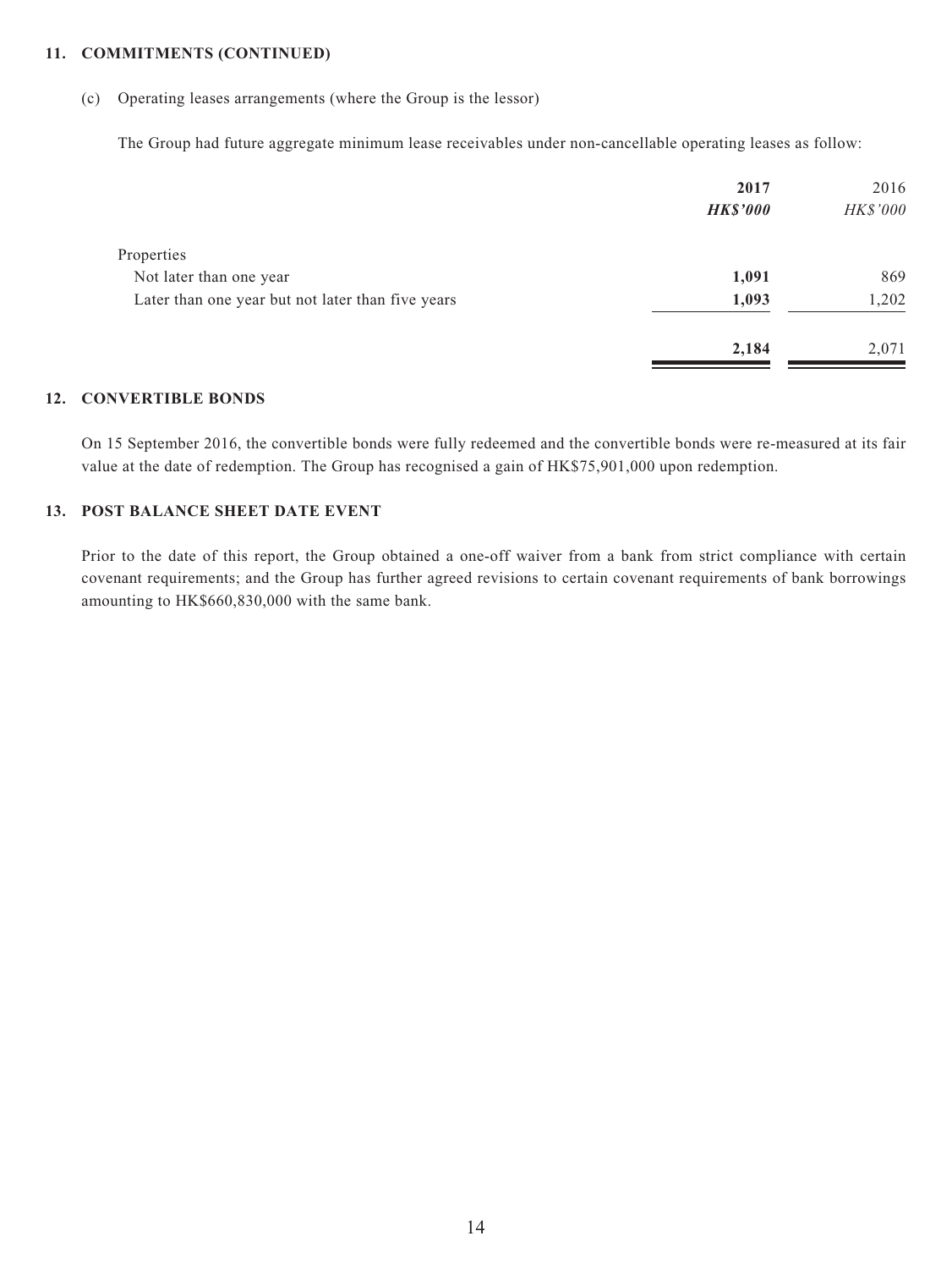### 11. COMMITMENTS (CONTINUED)

(c) Operating leases arrangements (where the Group is the lessor)

The Group had future aggregate minimum lease receivables under non-cancellable operating leases as follow:

| | **2017** | 2016 |
|---|---|---|
| | ***HK$'000*** | *HK$'000* |
| Properties | | |
| Not later than one year | **1,091** | 869 |
| Later than one year but not later than five years | **1,093** | 1,202 |
| | **2,184** | 2,071 |

### 12. CONVERTIBLE BONDS

On 15 September 2016, the convertible bonds were fully redeemed and the convertible bonds were re-measured at its fair value at the date of redemption. The Group has recognised a gain of HK$75,901,000 upon redemption.

### 13. POST BALANCE SHEET DATE EVENT

Prior to the date of this report, the Group obtained a one-off waiver from a bank from strict compliance with certain covenant requirements; and the Group has further agreed revisions to certain covenant requirements of bank borrowings amounting to HK$660,830,000 with the same bank.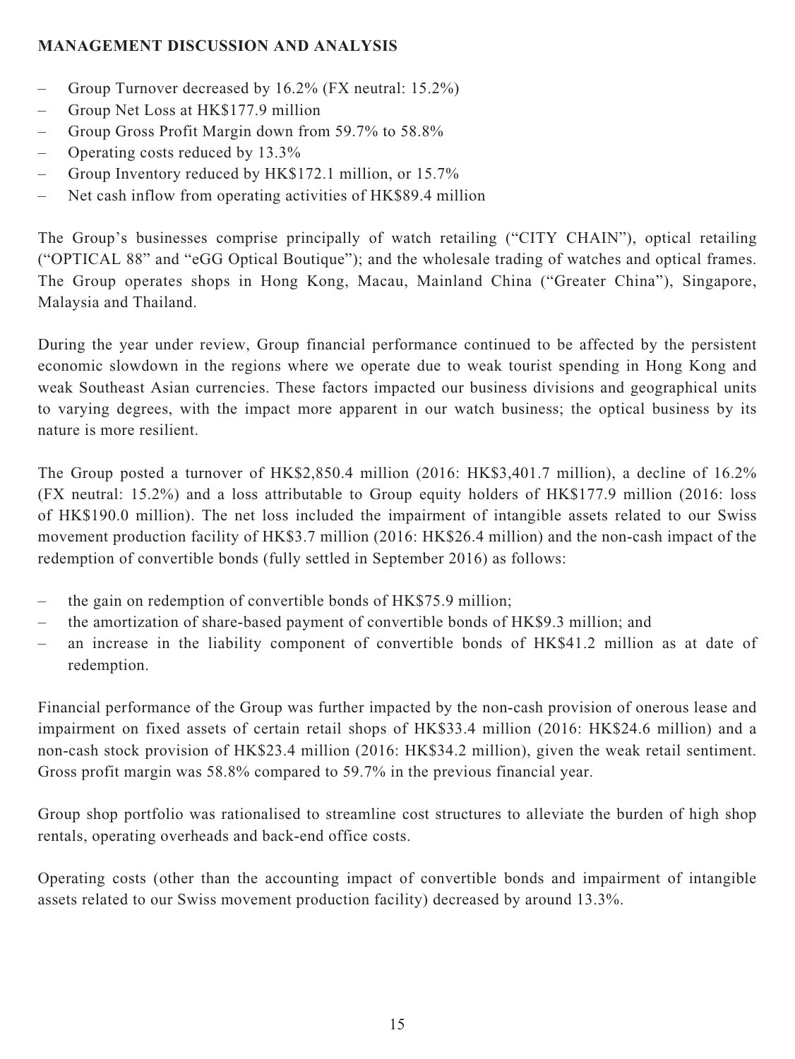## MANAGEMENT DISCUSSION AND ANALYSIS

- Group Turnover decreased by 16.2% (FX neutral: 15.2%)
- Group Net Loss at HK$177.9 million
- Group Gross Profit Margin down from 59.7% to 58.8%
- Operating costs reduced by 13.3%
- Group Inventory reduced by HK$172.1 million, or 15.7%
- Net cash inflow from operating activities of HK$89.4 million

The Group's businesses comprise principally of watch retailing ("CITY CHAIN"), optical retailing ("OPTICAL 88" and "eGG Optical Boutique"); and the wholesale trading of watches and optical frames. The Group operates shops in Hong Kong, Macau, Mainland China ("Greater China"), Singapore, Malaysia and Thailand.

During the year under review, Group financial performance continued to be affected by the persistent economic slowdown in the regions where we operate due to weak tourist spending in Hong Kong and weak Southeast Asian currencies. These factors impacted our business divisions and geographical units to varying degrees, with the impact more apparent in our watch business; the optical business by its nature is more resilient.

The Group posted a turnover of HK$2,850.4 million (2016: HK$3,401.7 million), a decline of 16.2% (FX neutral: 15.2%) and a loss attributable to Group equity holders of HK$177.9 million (2016: loss of HK$190.0 million). The net loss included the impairment of intangible assets related to our Swiss movement production facility of HK$3.7 million (2016: HK$26.4 million) and the non-cash impact of the redemption of convertible bonds (fully settled in September 2016) as follows:

- the gain on redemption of convertible bonds of HK$75.9 million;
- the amortization of share-based payment of convertible bonds of HK$9.3 million; and
- an increase in the liability component of convertible bonds of HK$41.2 million as at date of redemption.

Financial performance of the Group was further impacted by the non-cash provision of onerous lease and impairment on fixed assets of certain retail shops of HK$33.4 million (2016: HK$24.6 million) and a non-cash stock provision of HK$23.4 million (2016: HK$34.2 million), given the weak retail sentiment. Gross profit margin was 58.8% compared to 59.7% in the previous financial year.

Group shop portfolio was rationalised to streamline cost structures to alleviate the burden of high shop rentals, operating overheads and back-end office costs.

Operating costs (other than the accounting impact of convertible bonds and impairment of intangible assets related to our Swiss movement production facility) decreased by around 13.3%.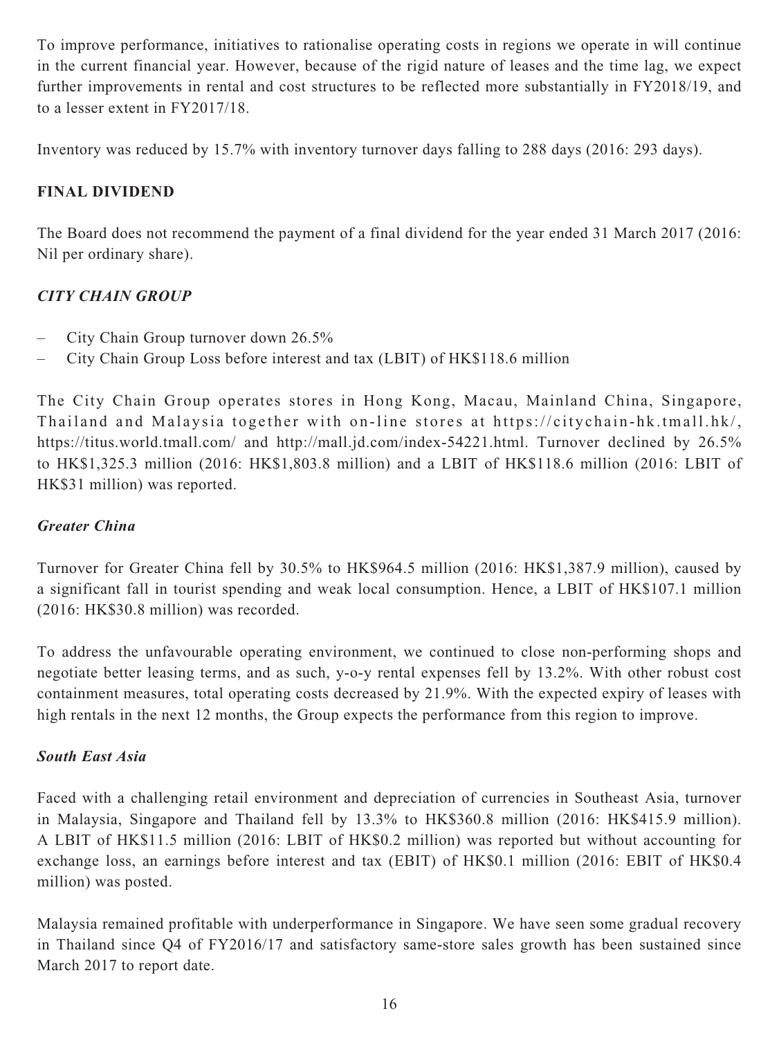To improve performance, initiatives to rationalise operating costs in regions we operate in will continue in the current financial year. However, because of the rigid nature of leases and the time lag, we expect further improvements in rental and cost structures to be reflected more substantially in FY2018/19, and to a lesser extent in FY2017/18.

Inventory was reduced by 15.7% with inventory turnover days falling to 288 days (2016: 293 days).

## FINAL DIVIDEND

The Board does not recommend the payment of a final dividend for the year ended 31 March 2017 (2016: Nil per ordinary share).

### *CITY CHAIN GROUP*

- City Chain Group turnover down 26.5%
- City Chain Group Loss before interest and tax (LBIT) of HK$118.6 million

The City Chain Group operates stores in Hong Kong, Macau, Mainland China, Singapore, Thailand and Malaysia together with on-line stores at https://citychain-hk.tmall.hk/, https://titus.world.tmall.com/ and http://mall.jd.com/index-54221.html. Turnover declined by 26.5% to HK$1,325.3 million (2016: HK$1,803.8 million) and a LBIT of HK$118.6 million (2016: LBIT of HK$31 million) was reported.

### *Greater China*

Turnover for Greater China fell by 30.5% to HK$964.5 million (2016: HK$1,387.9 million), caused by a significant fall in tourist spending and weak local consumption. Hence, a LBIT of HK$107.1 million (2016: HK$30.8 million) was recorded.

To address the unfavourable operating environment, we continued to close non-performing shops and negotiate better leasing terms, and as such, y-o-y rental expenses fell by 13.2%. With other robust cost containment measures, total operating costs decreased by 21.9%. With the expected expiry of leases with high rentals in the next 12 months, the Group expects the performance from this region to improve.

### *South East Asia*

Faced with a challenging retail environment and depreciation of currencies in Southeast Asia, turnover in Malaysia, Singapore and Thailand fell by 13.3% to HK$360.8 million (2016: HK$415.9 million). A LBIT of HK$11.5 million (2016: LBIT of HK$0.2 million) was reported but without accounting for exchange loss, an earnings before interest and tax (EBIT) of HK$0.1 million (2016: EBIT of HK$0.4 million) was posted.

Malaysia remained profitable with underperformance in Singapore. We have seen some gradual recovery in Thailand since Q4 of FY2016/17 and satisfactory same-store sales growth has been sustained since March 2017 to report date.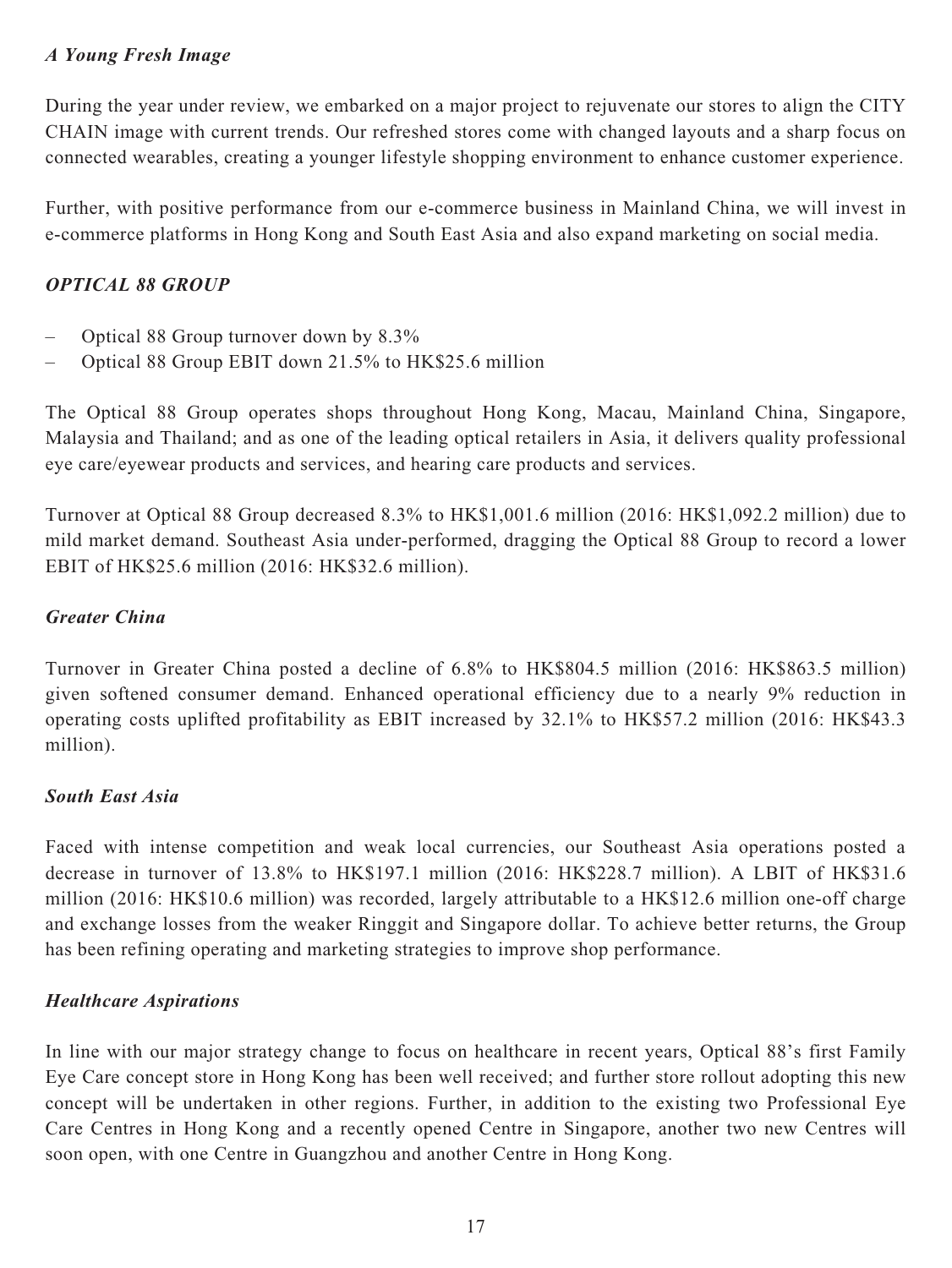### *A Young Fresh Image*

During the year under review, we embarked on a major project to rejuvenate our stores to align the CITY CHAIN image with current trends. Our refreshed stores come with changed layouts and a sharp focus on connected wearables, creating a younger lifestyle shopping environment to enhance customer experience.

Further, with positive performance from our e-commerce business in Mainland China, we will invest in e-commerce platforms in Hong Kong and South East Asia and also expand marketing on social media.

### *OPTICAL 88 GROUP*

- Optical 88 Group turnover down by 8.3%
- Optical 88 Group EBIT down 21.5% to HK$25.6 million

The Optical 88 Group operates shops throughout Hong Kong, Macau, Mainland China, Singapore, Malaysia and Thailand; and as one of the leading optical retailers in Asia, it delivers quality professional eye care/eyewear products and services, and hearing care products and services.

Turnover at Optical 88 Group decreased 8.3% to HK$1,001.6 million (2016: HK$1,092.2 million) due to mild market demand. Southeast Asia under-performed, dragging the Optical 88 Group to record a lower EBIT of HK$25.6 million (2016: HK$32.6 million).

### *Greater China*

Turnover in Greater China posted a decline of 6.8% to HK$804.5 million (2016: HK$863.5 million) given softened consumer demand. Enhanced operational efficiency due to a nearly 9% reduction in operating costs uplifted profitability as EBIT increased by 32.1% to HK$57.2 million (2016: HK$43.3 million).

### *South East Asia*

Faced with intense competition and weak local currencies, our Southeast Asia operations posted a decrease in turnover of 13.8% to HK$197.1 million (2016: HK$228.7 million). A LBIT of HK$31.6 million (2016: HK$10.6 million) was recorded, largely attributable to a HK$12.6 million one-off charge and exchange losses from the weaker Ringgit and Singapore dollar. To achieve better returns, the Group has been refining operating and marketing strategies to improve shop performance.

### *Healthcare Aspirations*

In line with our major strategy change to focus on healthcare in recent years, Optical 88's first Family Eye Care concept store in Hong Kong has been well received; and further store rollout adopting this new concept will be undertaken in other regions. Further, in addition to the existing two Professional Eye Care Centres in Hong Kong and a recently opened Centre in Singapore, another two new Centres will soon open, with one Centre in Guangzhou and another Centre in Hong Kong.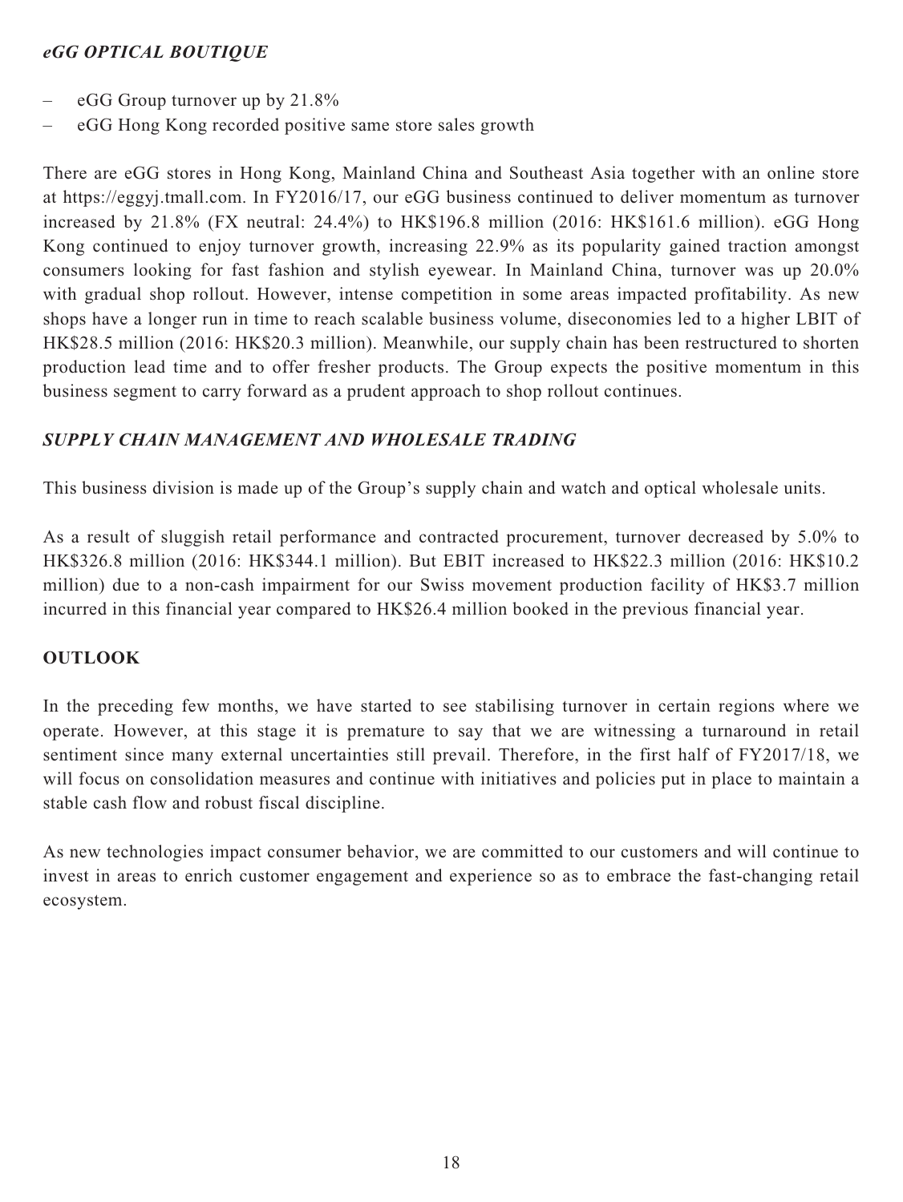### *eGG OPTICAL BOUTIQUE*

- eGG Group turnover up by 21.8%
- eGG Hong Kong recorded positive same store sales growth

There are eGG stores in Hong Kong, Mainland China and Southeast Asia together with an online store at https://eggyj.tmall.com. In FY2016/17, our eGG business continued to deliver momentum as turnover increased by 21.8% (FX neutral: 24.4%) to HK$196.8 million (2016: HK$161.6 million). eGG Hong Kong continued to enjoy turnover growth, increasing 22.9% as its popularity gained traction amongst consumers looking for fast fashion and stylish eyewear. In Mainland China, turnover was up 20.0% with gradual shop rollout. However, intense competition in some areas impacted profitability. As new shops have a longer run in time to reach scalable business volume, diseconomies led to a higher LBIT of HK$28.5 million (2016: HK$20.3 million). Meanwhile, our supply chain has been restructured to shorten production lead time and to offer fresher products. The Group expects the positive momentum in this business segment to carry forward as a prudent approach to shop rollout continues.

### *SUPPLY CHAIN MANAGEMENT AND WHOLESALE TRADING*

This business division is made up of the Group's supply chain and watch and optical wholesale units.

As a result of sluggish retail performance and contracted procurement, turnover decreased by 5.0% to HK$326.8 million (2016: HK$344.1 million). But EBIT increased to HK$22.3 million (2016: HK$10.2 million) due to a non-cash impairment for our Swiss movement production facility of HK$3.7 million incurred in this financial year compared to HK$26.4 million booked in the previous financial year.

## OUTLOOK

In the preceding few months, we have started to see stabilising turnover in certain regions where we operate. However, at this stage it is premature to say that we are witnessing a turnaround in retail sentiment since many external uncertainties still prevail. Therefore, in the first half of FY2017/18, we will focus on consolidation measures and continue with initiatives and policies put in place to maintain a stable cash flow and robust fiscal discipline.

As new technologies impact consumer behavior, we are committed to our customers and will continue to invest in areas to enrich customer engagement and experience so as to embrace the fast-changing retail ecosystem.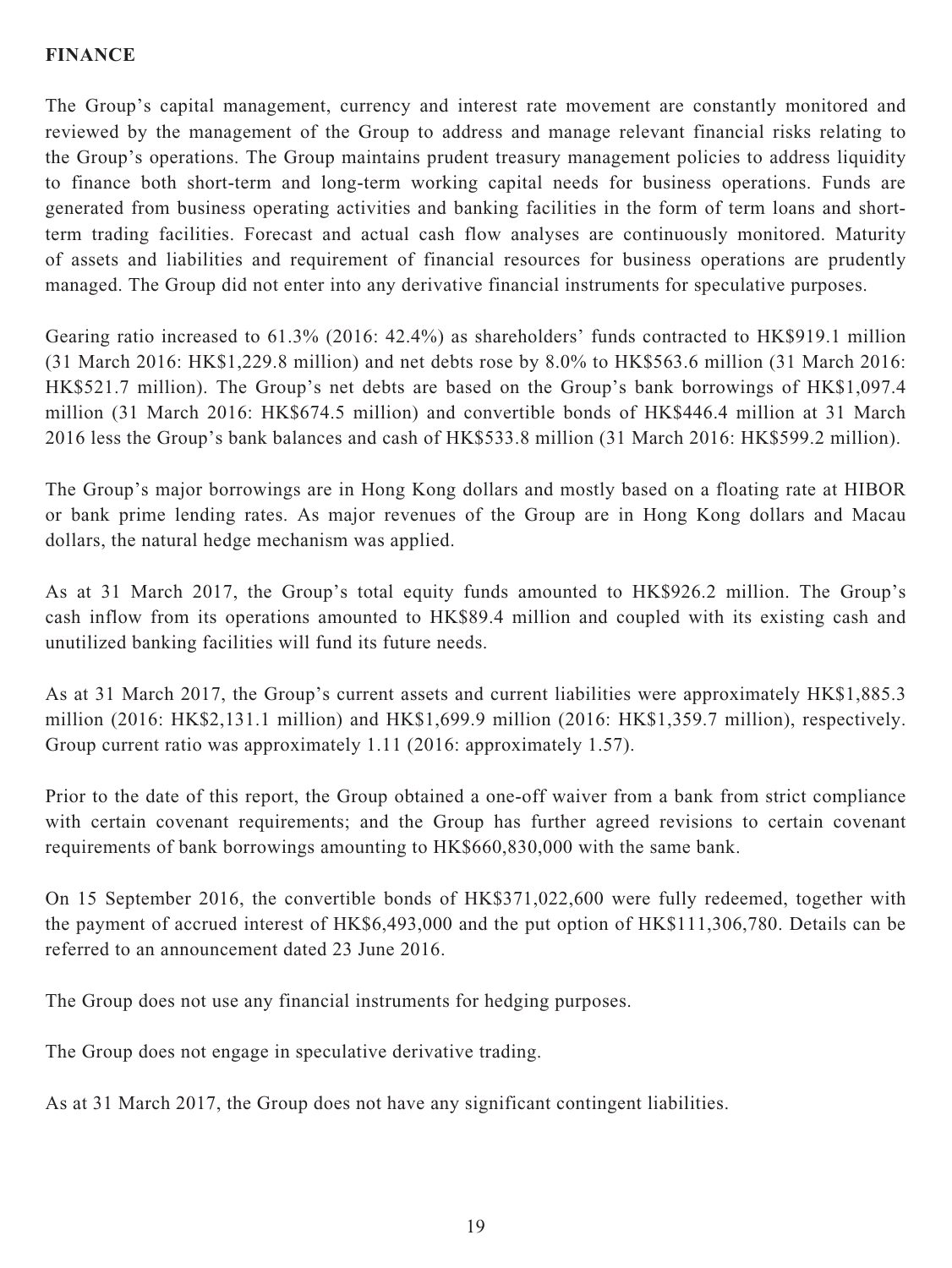## FINANCE

The Group's capital management, currency and interest rate movement are constantly monitored and reviewed by the management of the Group to address and manage relevant financial risks relating to the Group's operations. The Group maintains prudent treasury management policies to address liquidity to finance both short-term and long-term working capital needs for business operations. Funds are generated from business operating activities and banking facilities in the form of term loans and short-term trading facilities. Forecast and actual cash flow analyses are continuously monitored. Maturity of assets and liabilities and requirement of financial resources for business operations are prudently managed. The Group did not enter into any derivative financial instruments for speculative purposes.

Gearing ratio increased to 61.3% (2016: 42.4%) as shareholders' funds contracted to HK$919.1 million (31 March 2016: HK$1,229.8 million) and net debts rose by 8.0% to HK$563.6 million (31 March 2016: HK$521.7 million). The Group's net debts are based on the Group's bank borrowings of HK$1,097.4 million (31 March 2016: HK$674.5 million) and convertible bonds of HK$446.4 million at 31 March 2016 less the Group's bank balances and cash of HK$533.8 million (31 March 2016: HK$599.2 million).

The Group's major borrowings are in Hong Kong dollars and mostly based on a floating rate at HIBOR or bank prime lending rates. As major revenues of the Group are in Hong Kong dollars and Macau dollars, the natural hedge mechanism was applied.

As at 31 March 2017, the Group's total equity funds amounted to HK$926.2 million. The Group's cash inflow from its operations amounted to HK$89.4 million and coupled with its existing cash and unutilized banking facilities will fund its future needs.

As at 31 March 2017, the Group's current assets and current liabilities were approximately HK$1,885.3 million (2016: HK$2,131.1 million) and HK$1,699.9 million (2016: HK$1,359.7 million), respectively. Group current ratio was approximately 1.11 (2016: approximately 1.57).

Prior to the date of this report, the Group obtained a one-off waiver from a bank from strict compliance with certain covenant requirements; and the Group has further agreed revisions to certain covenant requirements of bank borrowings amounting to HK$660,830,000 with the same bank.

On 15 September 2016, the convertible bonds of HK$371,022,600 were fully redeemed, together with the payment of accrued interest of HK$6,493,000 and the put option of HK$111,306,780. Details can be referred to an announcement dated 23 June 2016.

The Group does not use any financial instruments for hedging purposes.

The Group does not engage in speculative derivative trading.

As at 31 March 2017, the Group does not have any significant contingent liabilities.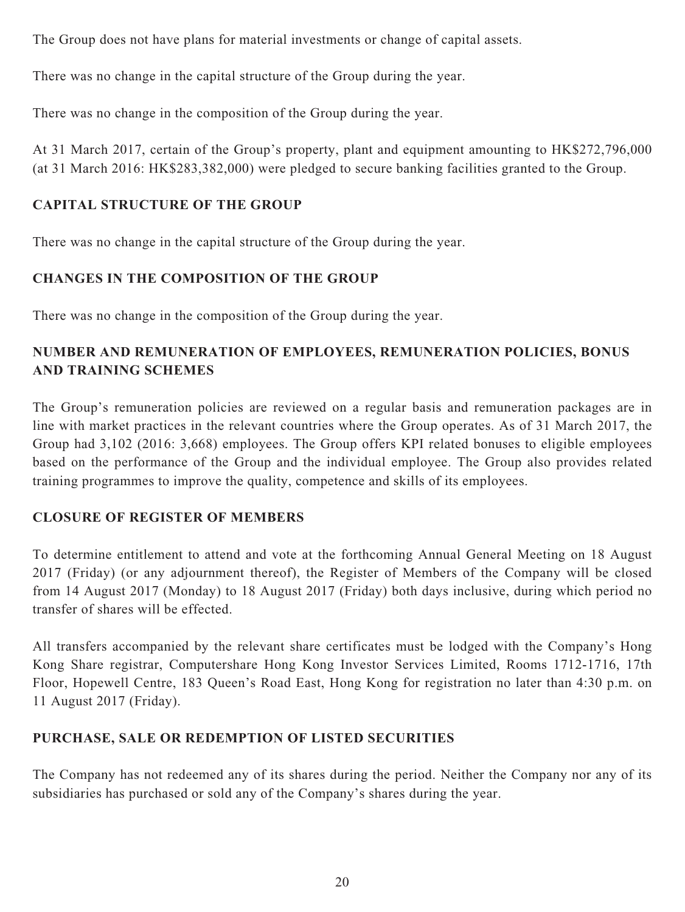The Group does not have plans for material investments or change of capital assets.

There was no change in the capital structure of the Group during the year.

There was no change in the composition of the Group during the year.

At 31 March 2017, certain of the Group's property, plant and equipment amounting to HK$272,796,000 (at 31 March 2016: HK$283,382,000) were pledged to secure banking facilities granted to the Group.

## CAPITAL STRUCTURE OF THE GROUP

There was no change in the capital structure of the Group during the year.

## CHANGES IN THE COMPOSITION OF THE GROUP

There was no change in the composition of the Group during the year.

## NUMBER AND REMUNERATION OF EMPLOYEES, REMUNERATION POLICIES, BONUS AND TRAINING SCHEMES

The Group's remuneration policies are reviewed on a regular basis and remuneration packages are in line with market practices in the relevant countries where the Group operates. As of 31 March 2017, the Group had 3,102 (2016: 3,668) employees. The Group offers KPI related bonuses to eligible employees based on the performance of the Group and the individual employee. The Group also provides related training programmes to improve the quality, competence and skills of its employees.

## CLOSURE OF REGISTER OF MEMBERS

To determine entitlement to attend and vote at the forthcoming Annual General Meeting on 18 August 2017 (Friday) (or any adjournment thereof), the Register of Members of the Company will be closed from 14 August 2017 (Monday) to 18 August 2017 (Friday) both days inclusive, during which period no transfer of shares will be effected.

All transfers accompanied by the relevant share certificates must be lodged with the Company's Hong Kong Share registrar, Computershare Hong Kong Investor Services Limited, Rooms 1712-1716, 17th Floor, Hopewell Centre, 183 Queen's Road East, Hong Kong for registration no later than 4:30 p.m. on 11 August 2017 (Friday).

## PURCHASE, SALE OR REDEMPTION OF LISTED SECURITIES

The Company has not redeemed any of its shares during the period. Neither the Company nor any of its subsidiaries has purchased or sold any of the Company's shares during the year.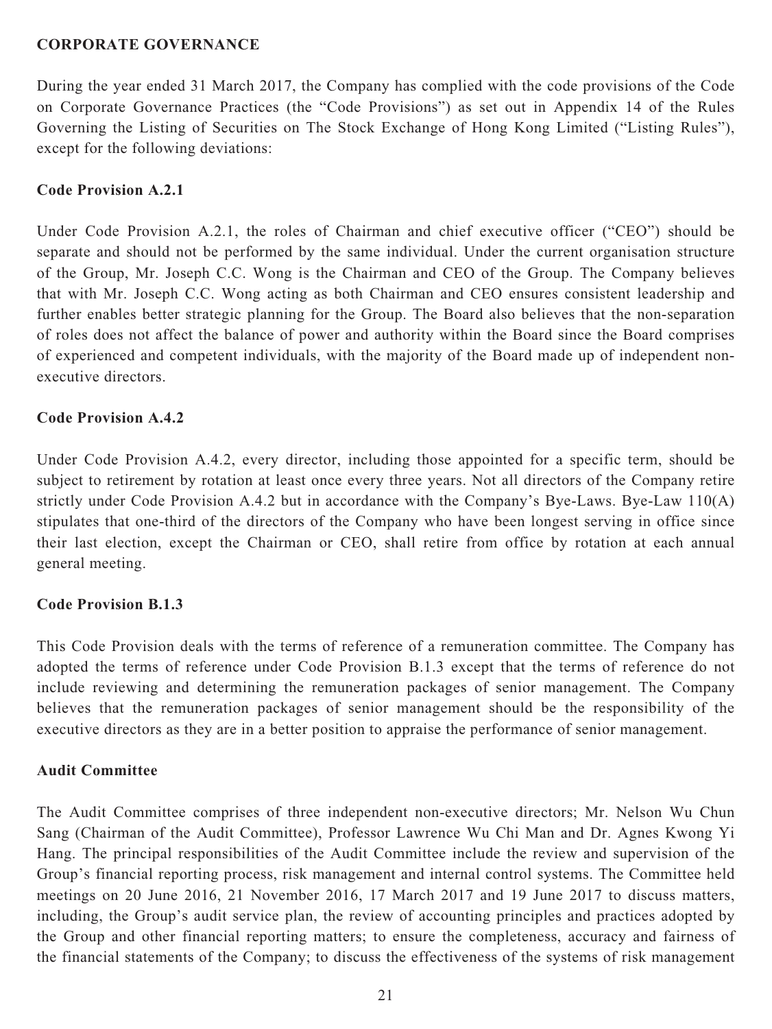## CORPORATE GOVERNANCE

During the year ended 31 March 2017, the Company has complied with the code provisions of the Code on Corporate Governance Practices (the "Code Provisions") as set out in Appendix 14 of the Rules Governing the Listing of Securities on The Stock Exchange of Hong Kong Limited ("Listing Rules"), except for the following deviations:

### Code Provision A.2.1

Under Code Provision A.2.1, the roles of Chairman and chief executive officer ("CEO") should be separate and should not be performed by the same individual. Under the current organisation structure of the Group, Mr. Joseph C.C. Wong is the Chairman and CEO of the Group. The Company believes that with Mr. Joseph C.C. Wong acting as both Chairman and CEO ensures consistent leadership and further enables better strategic planning for the Group. The Board also believes that the non-separation of roles does not affect the balance of power and authority within the Board since the Board comprises of experienced and competent individuals, with the majority of the Board made up of independent non-executive directors.

### Code Provision A.4.2

Under Code Provision A.4.2, every director, including those appointed for a specific term, should be subject to retirement by rotation at least once every three years. Not all directors of the Company retire strictly under Code Provision A.4.2 but in accordance with the Company's Bye-Laws. Bye-Law 110(A) stipulates that one-third of the directors of the Company who have been longest serving in office since their last election, except the Chairman or CEO, shall retire from office by rotation at each annual general meeting.

### Code Provision B.1.3

This Code Provision deals with the terms of reference of a remuneration committee. The Company has adopted the terms of reference under Code Provision B.1.3 except that the terms of reference do not include reviewing and determining the remuneration packages of senior management. The Company believes that the remuneration packages of senior management should be the responsibility of the executive directors as they are in a better position to appraise the performance of senior management.

### Audit Committee

The Audit Committee comprises of three independent non-executive directors; Mr. Nelson Wu Chun Sang (Chairman of the Audit Committee), Professor Lawrence Wu Chi Man and Dr. Agnes Kwong Yi Hang. The principal responsibilities of the Audit Committee include the review and supervision of the Group's financial reporting process, risk management and internal control systems. The Committee held meetings on 20 June 2016, 21 November 2016, 17 March 2017 and 19 June 2017 to discuss matters, including, the Group's audit service plan, the review of accounting principles and practices adopted by the Group and other financial reporting matters; to ensure the completeness, accuracy and fairness of the financial statements of the Company; to discuss the effectiveness of the systems of risk management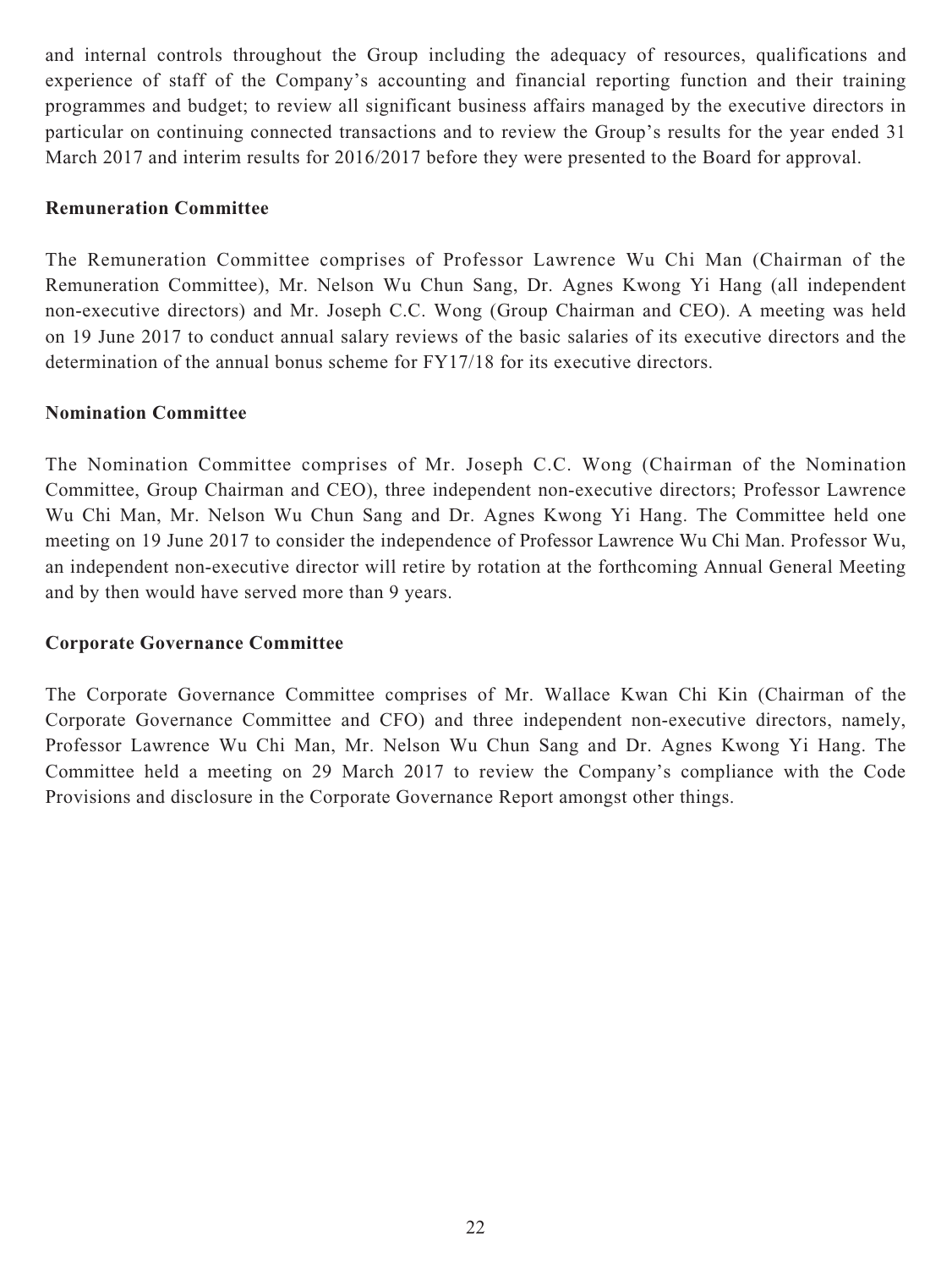and internal controls throughout the Group including the adequacy of resources, qualifications and experience of staff of the Company's accounting and financial reporting function and their training programmes and budget; to review all significant business affairs managed by the executive directors in particular on continuing connected transactions and to review the Group's results for the year ended 31 March 2017 and interim results for 2016/2017 before they were presented to the Board for approval.

**Remuneration Committee**

The Remuneration Committee comprises of Professor Lawrence Wu Chi Man (Chairman of the Remuneration Committee), Mr. Nelson Wu Chun Sang, Dr. Agnes Kwong Yi Hang (all independent non-executive directors) and Mr. Joseph C.C. Wong (Group Chairman and CEO). A meeting was held on 19 June 2017 to conduct annual salary reviews of the basic salaries of its executive directors and the determination of the annual bonus scheme for FY17/18 for its executive directors.

**Nomination Committee**

The Nomination Committee comprises of Mr. Joseph C.C. Wong (Chairman of the Nomination Committee, Group Chairman and CEO), three independent non-executive directors; Professor Lawrence Wu Chi Man, Mr. Nelson Wu Chun Sang and Dr. Agnes Kwong Yi Hang. The Committee held one meeting on 19 June 2017 to consider the independence of Professor Lawrence Wu Chi Man. Professor Wu, an independent non-executive director will retire by rotation at the forthcoming Annual General Meeting and by then would have served more than 9 years.

**Corporate Governance Committee**

The Corporate Governance Committee comprises of Mr. Wallace Kwan Chi Kin (Chairman of the Corporate Governance Committee and CFO) and three independent non-executive directors, namely, Professor Lawrence Wu Chi Man, Mr. Nelson Wu Chun Sang and Dr. Agnes Kwong Yi Hang. The Committee held a meeting on 29 March 2017 to review the Company's compliance with the Code Provisions and disclosure in the Corporate Governance Report amongst other things.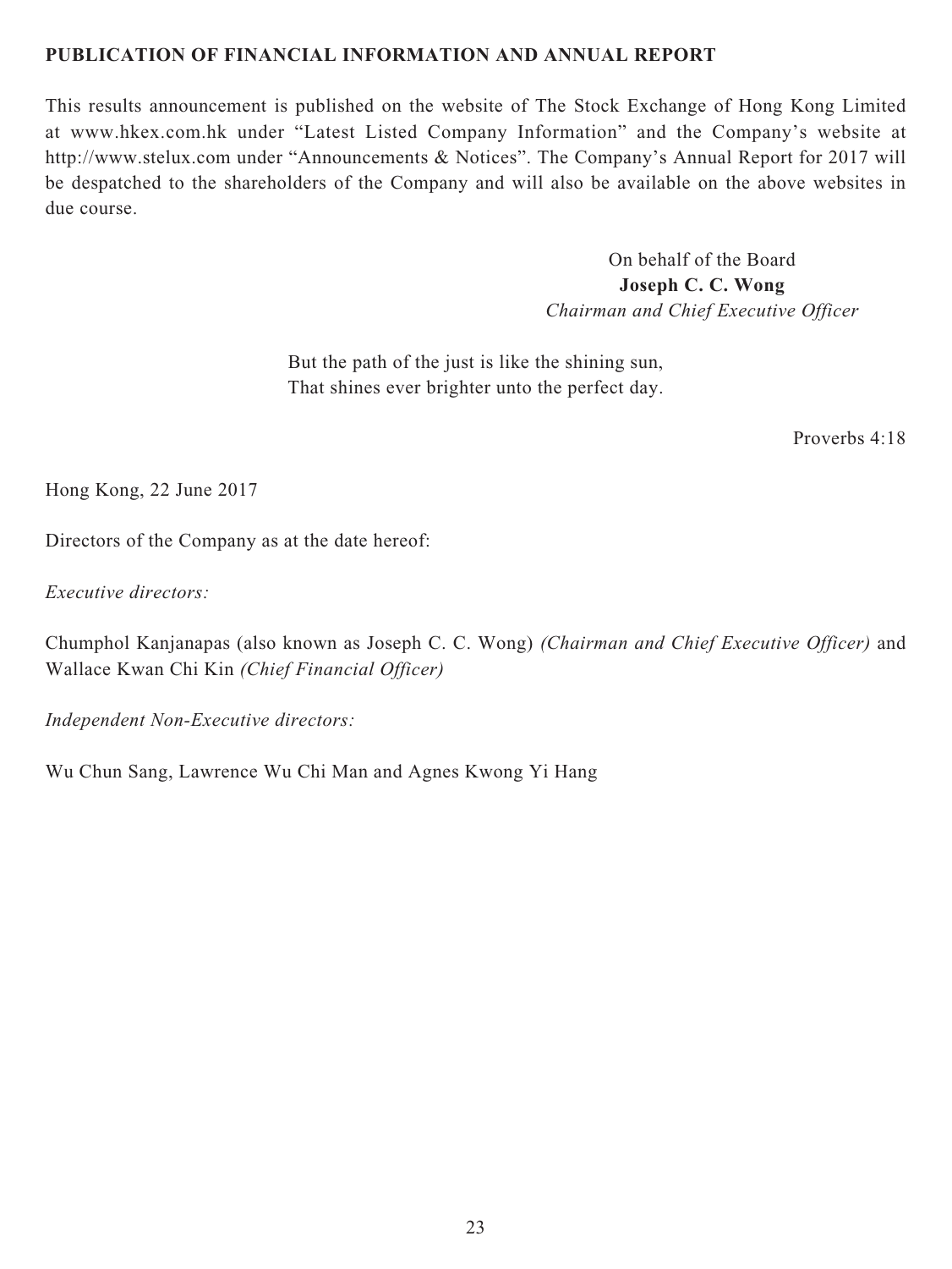## PUBLICATION OF FINANCIAL INFORMATION AND ANNUAL REPORT

This results announcement is published on the website of The Stock Exchange of Hong Kong Limited at www.hkex.com.hk under "Latest Listed Company Information" and the Company's website at http://www.stelux.com under "Announcements & Notices". The Company's Annual Report for 2017 will be despatched to the shareholders of the Company and will also be available on the above websites in due course.

On behalf of the Board
**Joseph C. C. Wong**
*Chairman and Chief Executive Officer*

But the path of the just is like the shining sun,
That shines ever brighter unto the perfect day.

Proverbs 4:18

Hong Kong, 22 June 2017

Directors of the Company as at the date hereof:

*Executive directors:*

Chumphol Kanjanapas (also known as Joseph C. C. Wong) *(Chairman and Chief Executive Officer)* and Wallace Kwan Chi Kin *(Chief Financial Officer)*

*Independent Non-Executive directors:*

Wu Chun Sang, Lawrence Wu Chi Man and Agnes Kwong Yi Hang